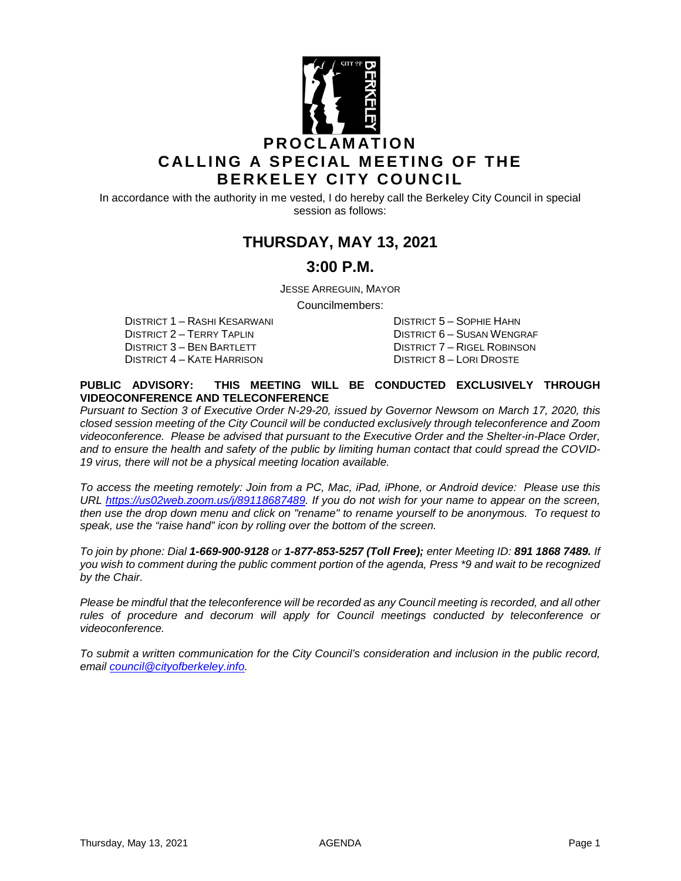# PROCLAMATION
# CALLING A SPECIAL MEETING OF THE BERKELEY CITY COUNCIL

In accordance with the authority in me vested, I do hereby call the Berkeley City Council in special session as follows:

## THURSDAY, MAY 13, 2021

## 3:00 P.M.

JESSE ARREGUIN, MAYOR

Councilmembers:

DISTRICT 1 – RASHI KESARWANI
DISTRICT 2 – TERRY TAPLIN
DISTRICT 3 – BEN BARTLETT
DISTRICT 4 – KATE HARRISON
DISTRICT 5 – SOPHIE HAHN
DISTRICT 6 – SUSAN WENGRAF
DISTRICT 7 – RIGEL ROBINSON
DISTRICT 8 – LORI DROSTE

**PUBLIC ADVISORY: THIS MEETING WILL BE CONDUCTED EXCLUSIVELY THROUGH VIDEOCONFERENCE AND TELECONFERENCE**

*Pursuant to Section 3 of Executive Order N-29-20, issued by Governor Newsom on March 17, 2020, this closed session meeting of the City Council will be conducted exclusively through teleconference and Zoom videoconference. Please be advised that pursuant to the Executive Order and the Shelter-in-Place Order, and to ensure the health and safety of the public by limiting human contact that could spread the COVID-19 virus, there will not be a physical meeting location available.*

*To access the meeting remotely: Join from a PC, Mac, iPad, iPhone, or Android device: Please use this URL https://us02web.zoom.us/j/89118687489. If you do not wish for your name to appear on the screen, then use the drop down menu and click on "rename" to rename yourself to be anonymous. To request to speak, use the "raise hand" icon by rolling over the bottom of the screen.*

*To join by phone: Dial **1-669-900-9128** or **1-877-853-5257 (Toll Free);** enter Meeting ID: **891 1868 7489.** If you wish to comment during the public comment portion of the agenda, Press *9 and wait to be recognized by the Chair.*

*Please be mindful that the teleconference will be recorded as any Council meeting is recorded, and all other rules of procedure and decorum will apply for Council meetings conducted by teleconference or videoconference.*

*To submit a written communication for the City Council's consideration and inclusion in the public record, email council@cityofberkeley.info.*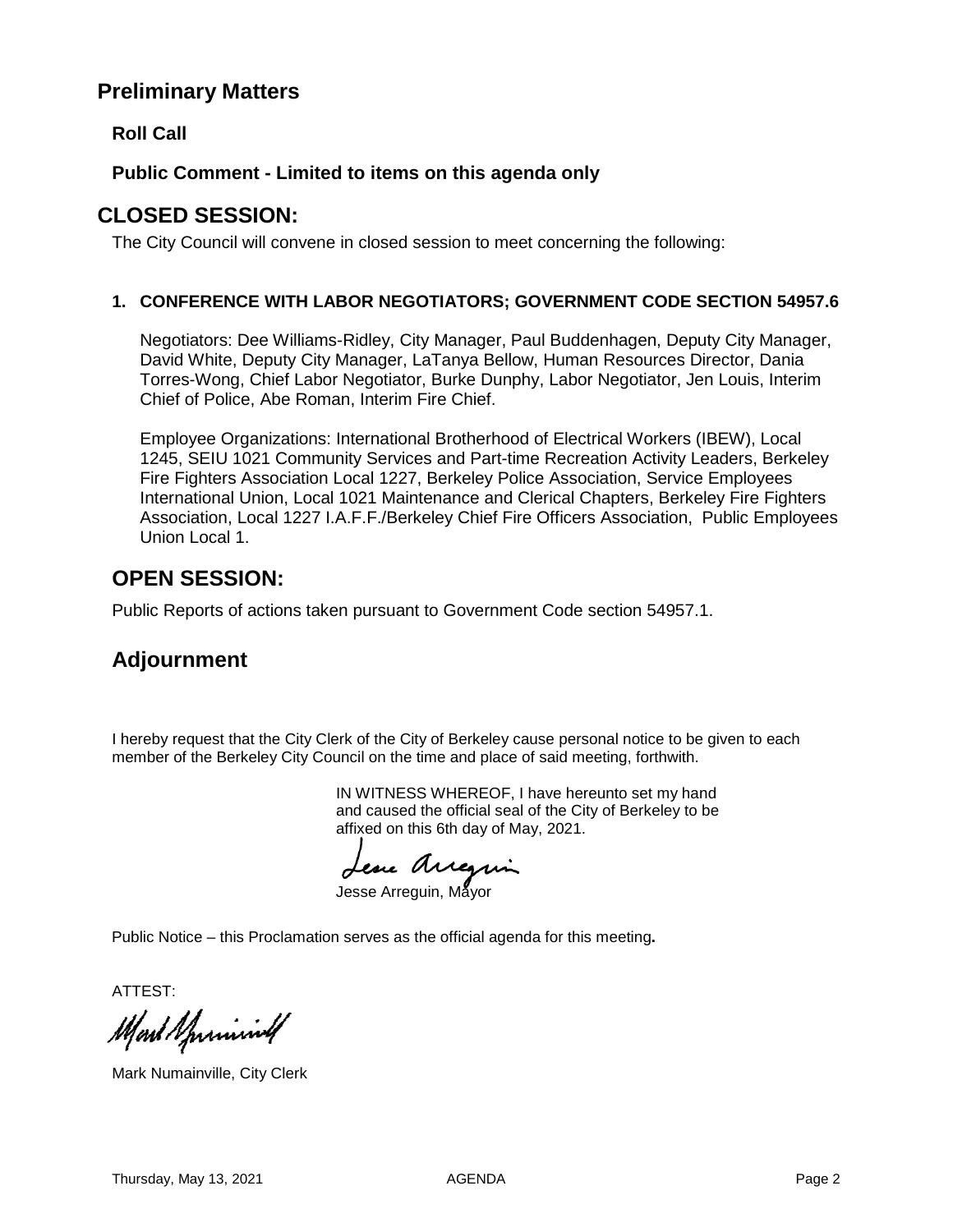## Preliminary Matters

**Roll Call**

**Public Comment - Limited to items on this agenda only**

## CLOSED SESSION:

The City Council will convene in closed session to meet concerning the following:

**1. CONFERENCE WITH LABOR NEGOTIATORS; GOVERNMENT CODE SECTION 54957.6**

Negotiators: Dee Williams-Ridley, City Manager, Paul Buddenhagen, Deputy City Manager, David White, Deputy City Manager, LaTanya Bellow, Human Resources Director, Dania Torres-Wong, Chief Labor Negotiator, Burke Dunphy, Labor Negotiator, Jen Louis, Interim Chief of Police, Abe Roman, Interim Fire Chief.

Employee Organizations: International Brotherhood of Electrical Workers (IBEW), Local 1245, SEIU 1021 Community Services and Part-time Recreation Activity Leaders, Berkeley Fire Fighters Association Local 1227, Berkeley Police Association, Service Employees International Union, Local 1021 Maintenance and Clerical Chapters, Berkeley Fire Fighters Association, Local 1227 I.A.F.F./Berkeley Chief Fire Officers Association, Public Employees Union Local 1.

## OPEN SESSION:

Public Reports of actions taken pursuant to Government Code section 54957.1.

## Adjournment

I hereby request that the City Clerk of the City of Berkeley cause personal notice to be given to each member of the Berkeley City Council on the time and place of said meeting, forthwith.

IN WITNESS WHEREOF, I have hereunto set my hand and caused the official seal of the City of Berkeley to be affixed on this 6th day of May, 2021.

Jesse Arreguin, Mayor

Public Notice – this Proclamation serves as the official agenda for this meeting**.**

ATTEST:

Mark Numainville, City Clerk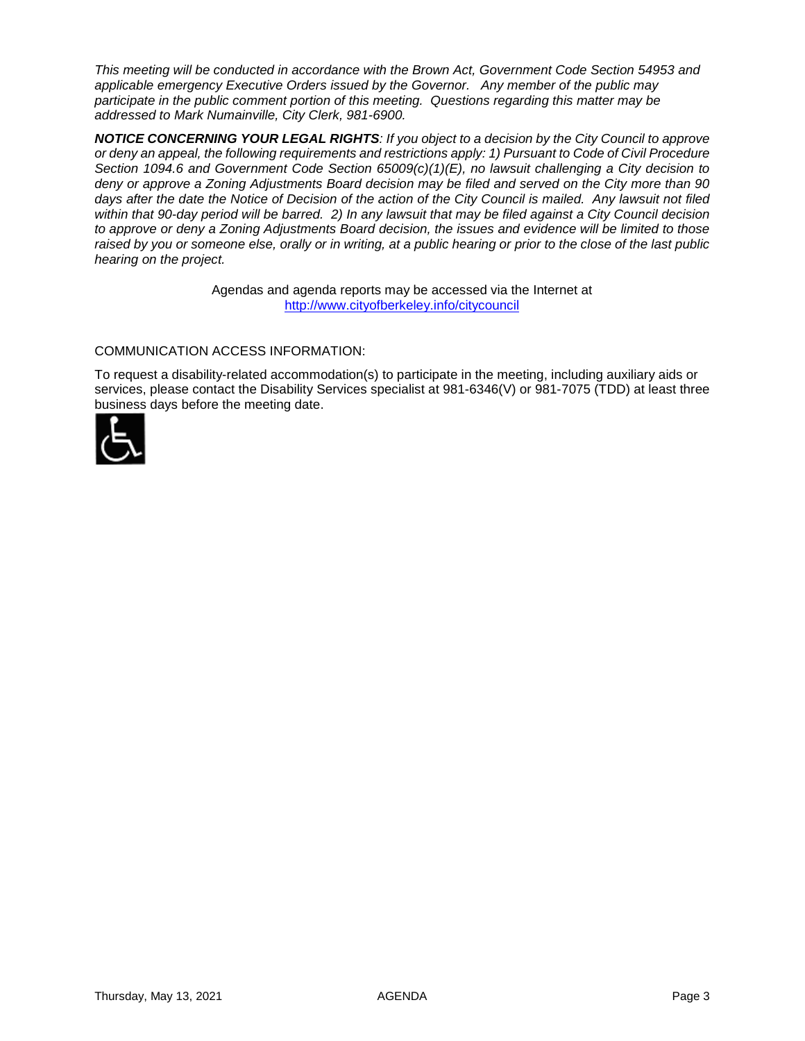*This meeting will be conducted in accordance with the Brown Act, Government Code Section 54953 and applicable emergency Executive Orders issued by the Governor. Any member of the public may participate in the public comment portion of this meeting. Questions regarding this matter may be addressed to Mark Numainville, City Clerk, 981-6900.*

***NOTICE CONCERNING YOUR LEGAL RIGHTS**: If you object to a decision by the City Council to approve or deny an appeal, the following requirements and restrictions apply: 1) Pursuant to Code of Civil Procedure Section 1094.6 and Government Code Section 65009(c)(1)(E), no lawsuit challenging a City decision to deny or approve a Zoning Adjustments Board decision may be filed and served on the City more than 90 days after the date the Notice of Decision of the action of the City Council is mailed. Any lawsuit not filed within that 90-day period will be barred. 2) In any lawsuit that may be filed against a City Council decision to approve or deny a Zoning Adjustments Board decision, the issues and evidence will be limited to those raised by you or someone else, orally or in writing, at a public hearing or prior to the close of the last public hearing on the project.*

Agendas and agenda reports may be accessed via the Internet at
http://www.cityofberkeley.info/citycouncil

COMMUNICATION ACCESS INFORMATION:

To request a disability-related accommodation(s) to participate in the meeting, including auxiliary aids or services, please contact the Disability Services specialist at 981-6346(V) or 981-7075 (TDD) at least three business days before the meeting date.